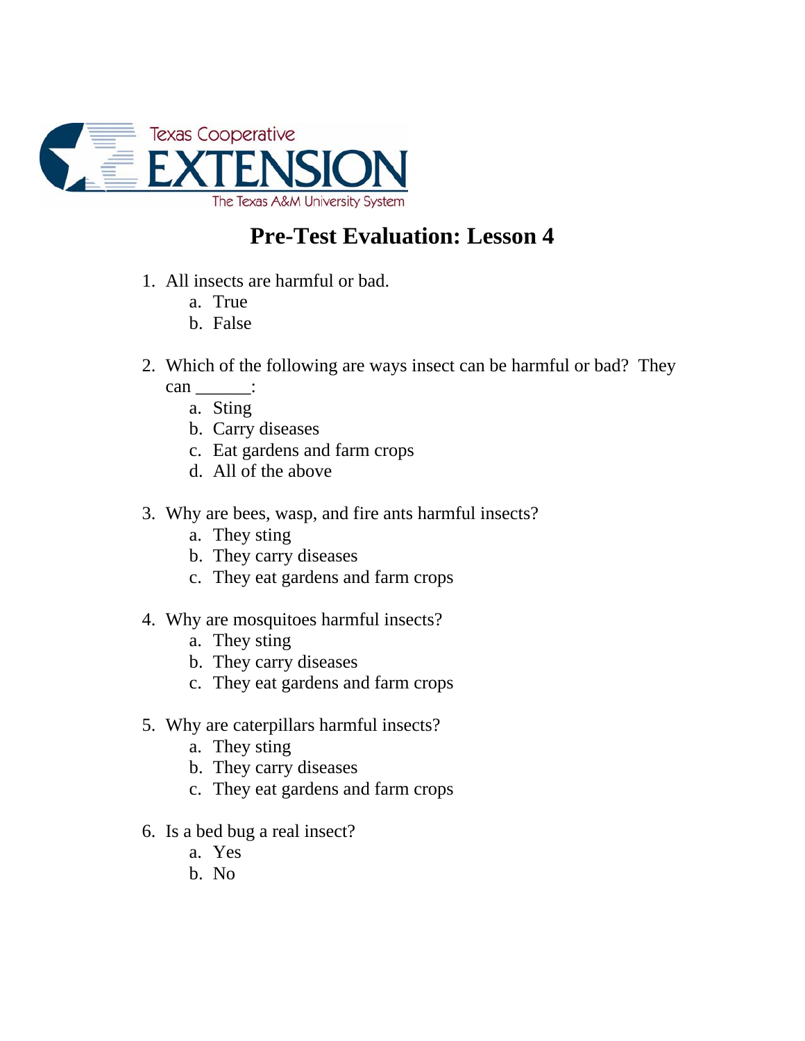Texas Cooperative
EXTENSION
The Texas A&M University System

# Pre-Test Evaluation: Lesson 4

1. All insects are harmful or bad.
   a. True
   b. False

2. Which of the following are ways insect can be harmful or bad? They can ______:
   a. Sting
   b. Carry diseases
   c. Eat gardens and farm crops
   d. All of the above

3. Why are bees, wasp, and fire ants harmful insects?
   a. They sting
   b. They carry diseases
   c. They eat gardens and farm crops

4. Why are mosquitoes harmful insects?
   a. They sting
   b. They carry diseases
   c. They eat gardens and farm crops

5. Why are caterpillars harmful insects?
   a. They sting
   b. They carry diseases
   c. They eat gardens and farm crops

6. Is a bed bug a real insect?
   a. Yes
   b. No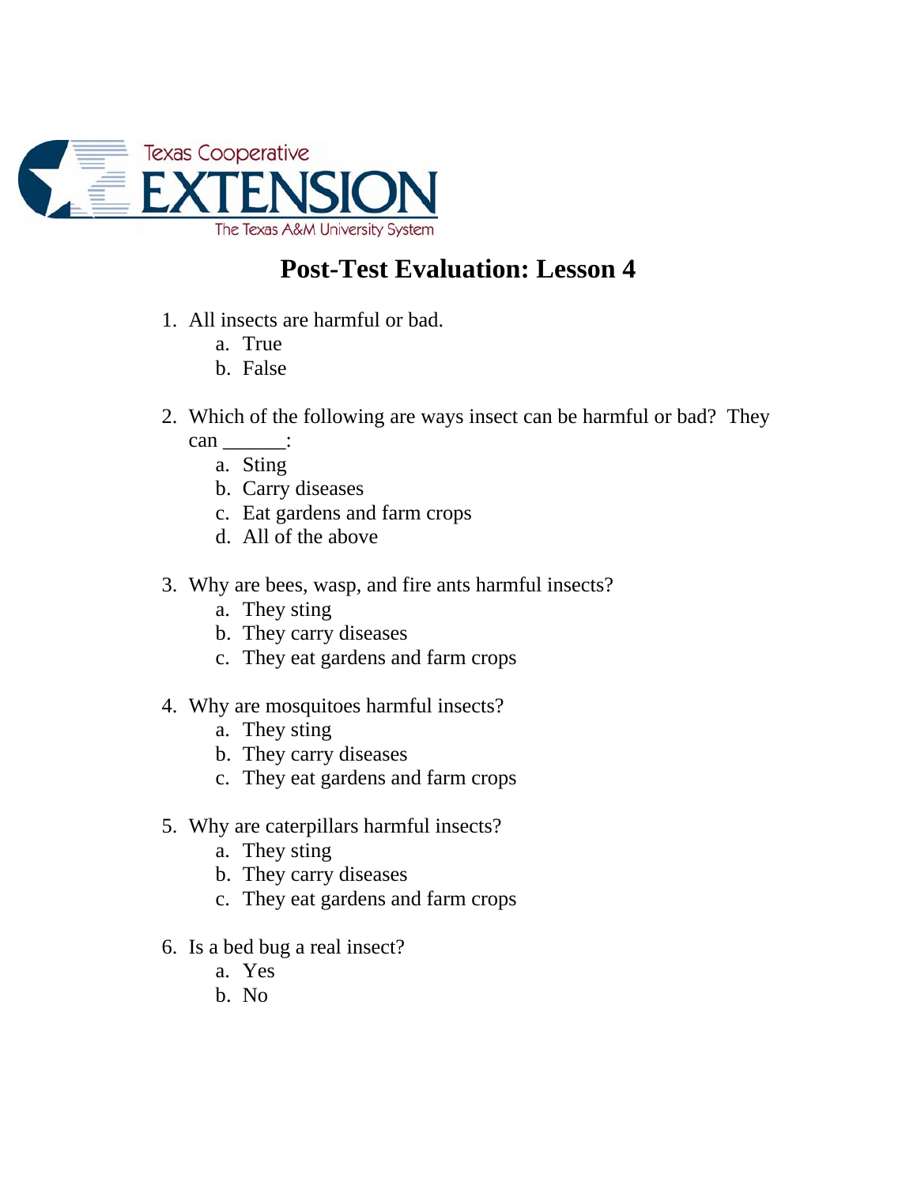Texas Cooperative
EXTENSION
The Texas A&M University System

# Post-Test Evaluation: Lesson 4

1. All insects are harmful or bad.
   a. True
   b. False

2. Which of the following are ways insect can be harmful or bad? They can ______:
   a. Sting
   b. Carry diseases
   c. Eat gardens and farm crops
   d. All of the above

3. Why are bees, wasp, and fire ants harmful insects?
   a. They sting
   b. They carry diseases
   c. They eat gardens and farm crops

4. Why are mosquitoes harmful insects?
   a. They sting
   b. They carry diseases
   c. They eat gardens and farm crops

5. Why are caterpillars harmful insects?
   a. They sting
   b. They carry diseases
   c. They eat gardens and farm crops

6. Is a bed bug a real insect?
   a. Yes
   b. No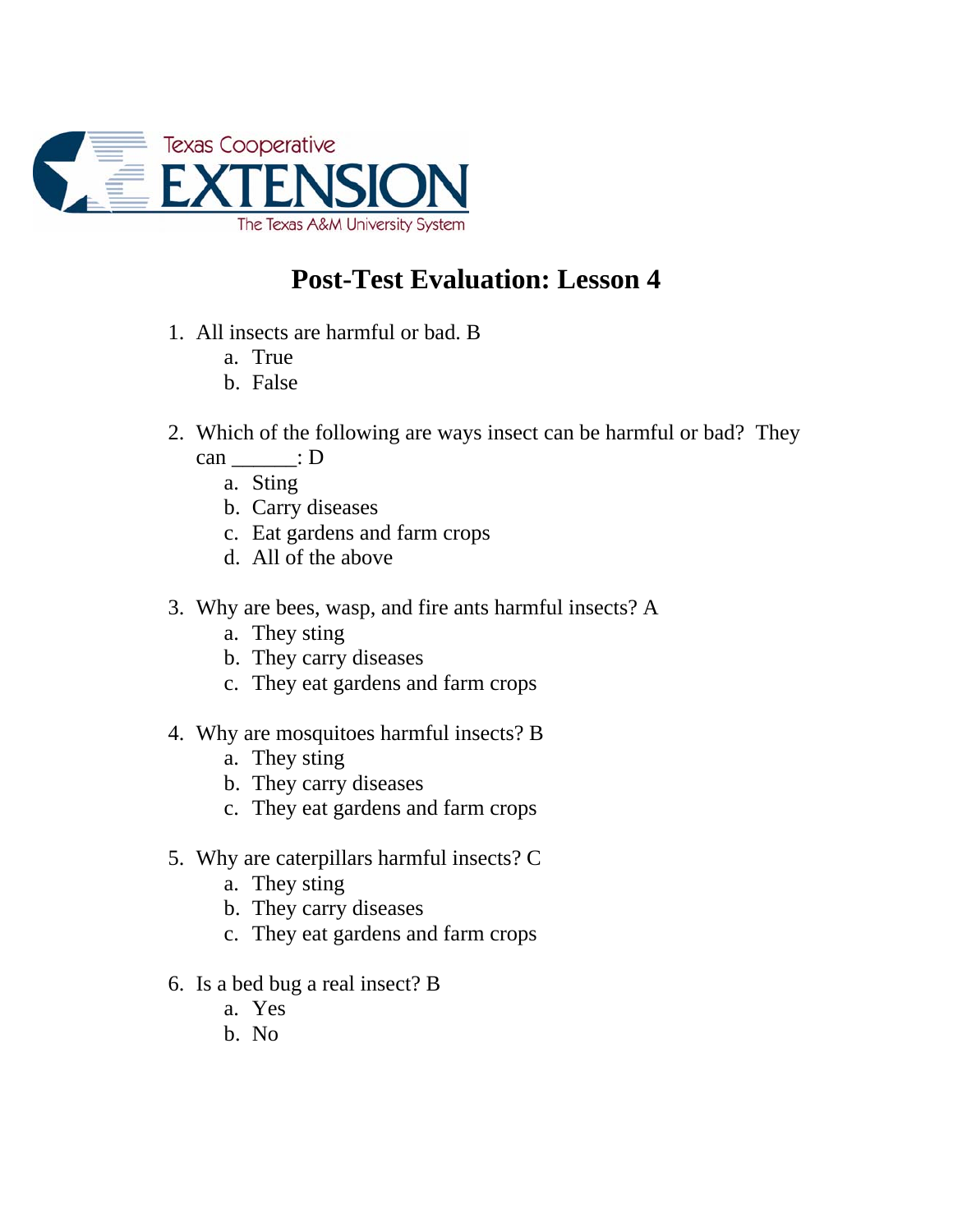Texas Cooperative
EXTENSION
The Texas A&M University System

# Post-Test Evaluation: Lesson 4

1. All insects are harmful or bad. B
   a. True
   b. False

2. Which of the following are ways insect can be harmful or bad? They can ______: D
   a. Sting
   b. Carry diseases
   c. Eat gardens and farm crops
   d. All of the above

3. Why are bees, wasp, and fire ants harmful insects? A
   a. They sting
   b. They carry diseases
   c. They eat gardens and farm crops

4. Why are mosquitoes harmful insects? B
   a. They sting
   b. They carry diseases
   c. They eat gardens and farm crops

5. Why are caterpillars harmful insects? C
   a. They sting
   b. They carry diseases
   c. They eat gardens and farm crops

6. Is a bed bug a real insect? B
   a. Yes
   b. No